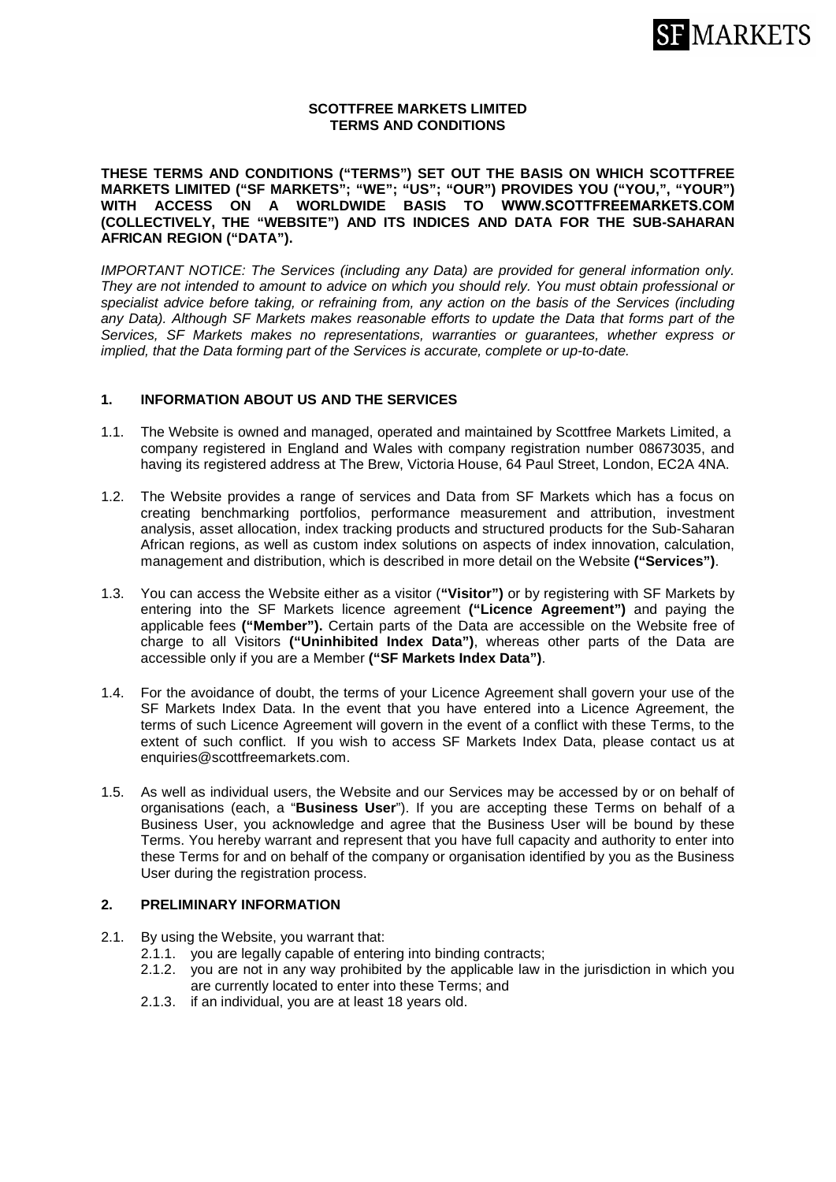# SCOTTFREE MARKETS LIMITED
## TERMS AND CONDITIONS

**THESE TERMS AND CONDITIONS ("TERMS") SET OUT THE BASIS ON WHICH SCOTTFREE MARKETS LIMITED ("SF MARKETS"; "WE"; "US"; "OUR") PROVIDES YOU ("YOU,", "YOUR") WITH ACCESS ON A WORLDWIDE BASIS TO WWW.SCOTTFREEMARKETS.COM (COLLECTIVELY, THE "WEBSITE") AND ITS INDICES AND DATA FOR THE SUB-SAHARAN AFRICAN REGION ("DATA").**

*IMPORTANT NOTICE: The Services (including any Data) are provided for general information only. They are not intended to amount to advice on which you should rely. You must obtain professional or specialist advice before taking, or refraining from, any action on the basis of the Services (including any Data). Although SF Markets makes reasonable efforts to update the Data that forms part of the Services, SF Markets makes no representations, warranties or guarantees, whether express or implied, that the Data forming part of the Services is accurate, complete or up-to-date.*

## 1. INFORMATION ABOUT US AND THE SERVICES

1.1. The Website is owned and managed, operated and maintained by Scottfree Markets Limited, a company registered in England and Wales with company registration number 08673035, and having its registered address at The Brew, Victoria House, 64 Paul Street, London, EC2A 4NA.

1.2. The Website provides a range of services and Data from SF Markets which has a focus on creating benchmarking portfolios, performance measurement and attribution, investment analysis, asset allocation, index tracking products and structured products for the Sub-Saharan African regions, as well as custom index solutions on aspects of index innovation, calculation, management and distribution, which is described in more detail on the Website **("Services")**.

1.3. You can access the Website either as a visitor (**"Visitor")** or by registering with SF Markets by entering into the SF Markets licence agreement **("Licence Agreement")** and paying the applicable fees **("Member").** Certain parts of the Data are accessible on the Website free of charge to all Visitors **("Uninhibited Index Data")**, whereas other parts of the Data are accessible only if you are a Member **("SF Markets Index Data")**.

1.4. For the avoidance of doubt, the terms of your Licence Agreement shall govern your use of the SF Markets Index Data. In the event that you have entered into a Licence Agreement, the terms of such Licence Agreement will govern in the event of a conflict with these Terms, to the extent of such conflict. If you wish to access SF Markets Index Data, please contact us at enquiries@scottfreemarkets.com.

1.5. As well as individual users, the Website and our Services may be accessed by or on behalf of organisations (each, a "**Business User**"). If you are accepting these Terms on behalf of a Business User, you acknowledge and agree that the Business User will be bound by these Terms. You hereby warrant and represent that you have full capacity and authority to enter into these Terms for and on behalf of the company or organisation identified by you as the Business User during the registration process.

## 2. PRELIMINARY INFORMATION

2.1. By using the Website, you warrant that:
   - 2.1.1. you are legally capable of entering into binding contracts;
   - 2.1.2. you are not in any way prohibited by the applicable law in the jurisdiction in which you are currently located to enter into these Terms; and
   - 2.1.3. if an individual, you are at least 18 years old.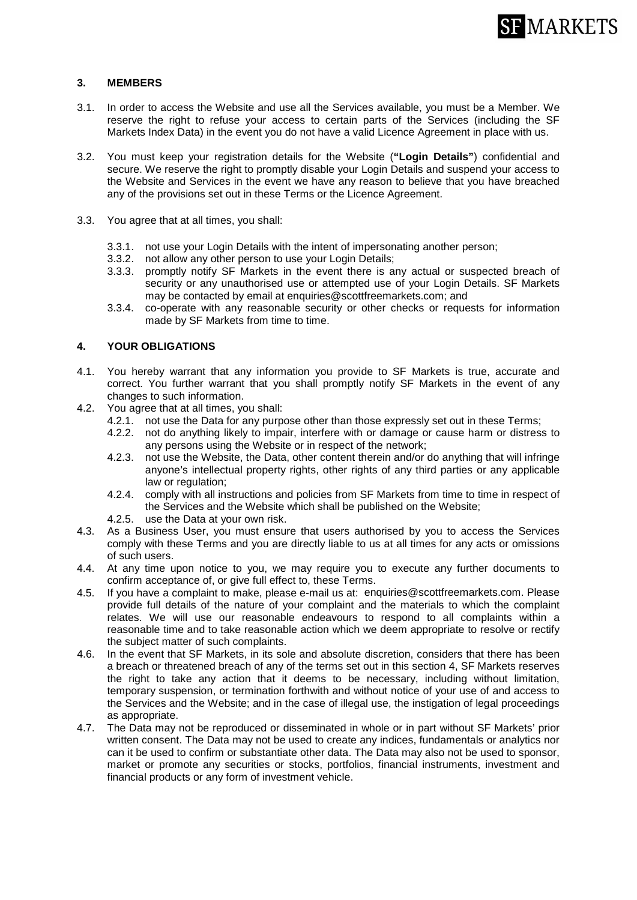## 3. MEMBERS

3.1. In order to access the Website and use all the Services available, you must be a Member. We reserve the right to refuse your access to certain parts of the Services (including the SF Markets Index Data) in the event you do not have a valid Licence Agreement in place with us.

3.2. You must keep your registration details for the Website (**"Login Details"**) confidential and secure. We reserve the right to promptly disable your Login Details and suspend your access to the Website and Services in the event we have any reason to believe that you have breached any of the provisions set out in these Terms or the Licence Agreement.

3.3. You agree that at all times, you shall:

- 3.3.1. not use your Login Details with the intent of impersonating another person;
- 3.3.2. not allow any other person to use your Login Details;
- 3.3.3. promptly notify SF Markets in the event there is any actual or suspected breach of security or any unauthorised use or attempted use of your Login Details. SF Markets may be contacted by email at enquiries@scottfreemarkets.com; and
- 3.3.4. co-operate with any reasonable security or other checks or requests for information made by SF Markets from time to time.

## 4. YOUR OBLIGATIONS

4.1. You hereby warrant that any information you provide to SF Markets is true, accurate and correct. You further warrant that you shall promptly notify SF Markets in the event of any changes to such information.

4.2. You agree that at all times, you shall:

- 4.2.1. not use the Data for any purpose other than those expressly set out in these Terms;
- 4.2.2. not do anything likely to impair, interfere with or damage or cause harm or distress to any persons using the Website or in respect of the network;
- 4.2.3. not use the Website, the Data, other content therein and/or do anything that will infringe anyone's intellectual property rights, other rights of any third parties or any applicable law or regulation;
- 4.2.4. comply with all instructions and policies from SF Markets from time to time in respect of the Services and the Website which shall be published on the Website;
- 4.2.5. use the Data at your own risk.

4.3. As a Business User, you must ensure that users authorised by you to access the Services comply with these Terms and you are directly liable to us at all times for any acts or omissions of such users.

4.4. At any time upon notice to you, we may require you to execute any further documents to confirm acceptance of, or give full effect to, these Terms.

4.5. If you have a complaint to make, please e-mail us at: enquiries@scottfreemarkets.com. Please provide full details of the nature of your complaint and the materials to which the complaint relates. We will use our reasonable endeavours to respond to all complaints within a reasonable time and to take reasonable action which we deem appropriate to resolve or rectify the subject matter of such complaints.

4.6. In the event that SF Markets, in its sole and absolute discretion, considers that there has been a breach or threatened breach of any of the terms set out in this section 4, SF Markets reserves the right to take any action that it deems to be necessary, including without limitation, temporary suspension, or termination forthwith and without notice of your use of and access to the Services and the Website; and in the case of illegal use, the instigation of legal proceedings as appropriate.

4.7. The Data may not be reproduced or disseminated in whole or in part without SF Markets' prior written consent. The Data may not be used to create any indices, fundamentals or analytics nor can it be used to confirm or substantiate other data. The Data may also not be used to sponsor, market or promote any securities or stocks, portfolios, financial instruments, investment and financial products or any form of investment vehicle.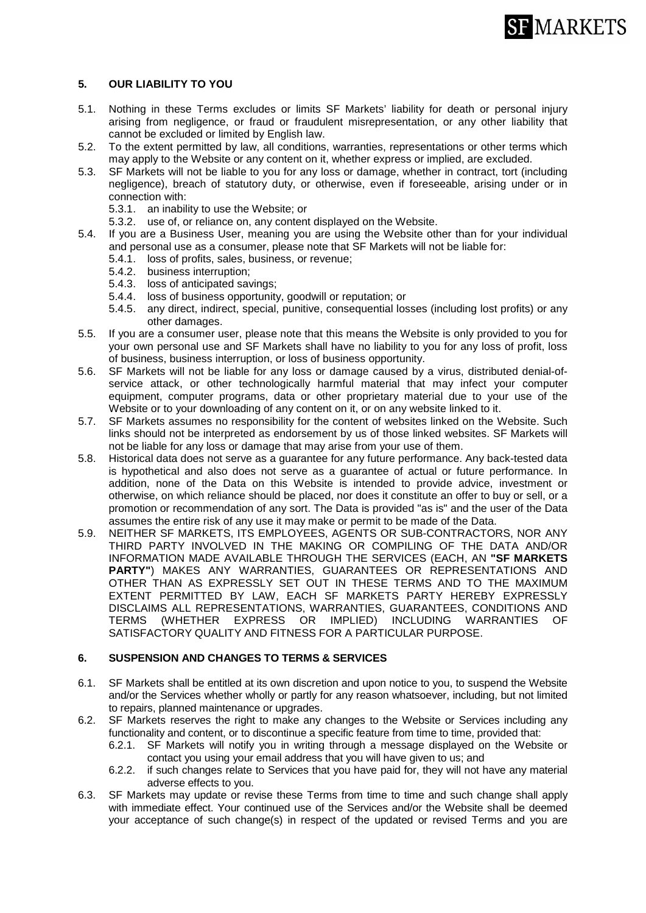## 5. OUR LIABILITY TO YOU

5.1. Nothing in these Terms excludes or limits SF Markets' liability for death or personal injury arising from negligence, or fraud or fraudulent misrepresentation, or any other liability that cannot be excluded or limited by English law.

5.2. To the extent permitted by law, all conditions, warranties, representations or other terms which may apply to the Website or any content on it, whether express or implied, are excluded.

5.3. SF Markets will not be liable to you for any loss or damage, whether in contract, tort (including negligence), breach of statutory duty, or otherwise, even if foreseeable, arising under or in connection with:

5.3.1. an inability to use the Website; or

5.3.2. use of, or reliance on, any content displayed on the Website.

5.4. If you are a Business User, meaning you are using the Website other than for your individual and personal use as a consumer, please note that SF Markets will not be liable for:

5.4.1. loss of profits, sales, business, or revenue;

5.4.2. business interruption;

5.4.3. loss of anticipated savings;

5.4.4. loss of business opportunity, goodwill or reputation; or

5.4.5. any direct, indirect, special, punitive, consequential losses (including lost profits) or any other damages.

5.5. If you are a consumer user, please note that this means the Website is only provided to you for your own personal use and SF Markets shall have no liability to you for any loss of profit, loss of business, business interruption, or loss of business opportunity.

5.6. SF Markets will not be liable for any loss or damage caused by a virus, distributed denial-of-service attack, or other technologically harmful material that may infect your computer equipment, computer programs, data or other proprietary material due to your use of the Website or to your downloading of any content on it, or on any website linked to it.

5.7. SF Markets assumes no responsibility for the content of websites linked on the Website. Such links should not be interpreted as endorsement by us of those linked websites. SF Markets will not be liable for any loss or damage that may arise from your use of them.

5.8. Historical data does not serve as a guarantee for any future performance. Any back-tested data is hypothetical and also does not serve as a guarantee of actual or future performance. In addition, none of the Data on this Website is intended to provide advice, investment or otherwise, on which reliance should be placed, nor does it constitute an offer to buy or sell, or a promotion or recommendation of any sort. The Data is provided "as is" and the user of the Data assumes the entire risk of any use it may make or permit to be made of the Data.

5.9. NEITHER SF MARKETS, ITS EMPLOYEES, AGENTS OR SUB-CONTRACTORS, NOR ANY THIRD PARTY INVOLVED IN THE MAKING OR COMPILING OF THE DATA AND/OR INFORMATION MADE AVAILABLE THROUGH THE SERVICES (EACH, AN **"SF MARKETS PARTY"**) MAKES ANY WARRANTIES, GUARANTEES OR REPRESENTATIONS AND OTHER THAN AS EXPRESSLY SET OUT IN THESE TERMS AND TO THE MAXIMUM EXTENT PERMITTED BY LAW, EACH SF MARKETS PARTY HEREBY EXPRESSLY DISCLAIMS ALL REPRESENTATIONS, WARRANTIES, GUARANTEES, CONDITIONS AND TERMS (WHETHER EXPRESS OR IMPLIED) INCLUDING WARRANTIES OF SATISFACTORY QUALITY AND FITNESS FOR A PARTICULAR PURPOSE.

## 6. SUSPENSION AND CHANGES TO TERMS & SERVICES

6.1. SF Markets shall be entitled at its own discretion and upon notice to you, to suspend the Website and/or the Services whether wholly or partly for any reason whatsoever, including, but not limited to repairs, planned maintenance or upgrades.

6.2. SF Markets reserves the right to make any changes to the Website or Services including any functionality and content, or to discontinue a specific feature from time to time, provided that:

6.2.1. SF Markets will notify you in writing through a message displayed on the Website or contact you using your email address that you will have given to us; and

6.2.2. if such changes relate to Services that you have paid for, they will not have any material adverse effects to you.

6.3. SF Markets may update or revise these Terms from time to time and such change shall apply with immediate effect. Your continued use of the Services and/or the Website shall be deemed your acceptance of such change(s) in respect of the updated or revised Terms and you are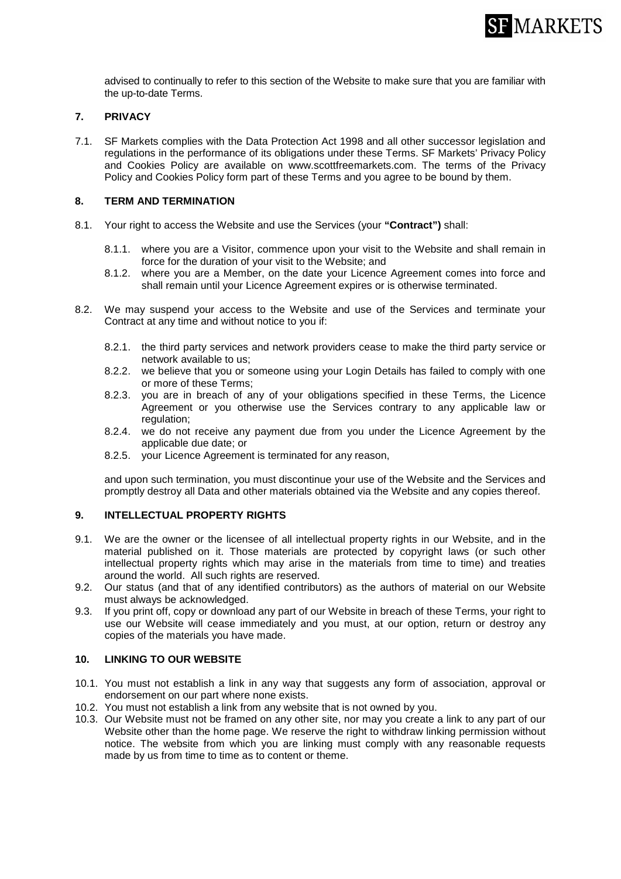advised to continually to refer to this section of the Website to make sure that you are familiar with the up-to-date Terms.

## 7. PRIVACY

7.1. SF Markets complies with the Data Protection Act 1998 and all other successor legislation and regulations in the performance of its obligations under these Terms. SF Markets' Privacy Policy and Cookies Policy are available on www.scottfreemarkets.com. The terms of the Privacy Policy and Cookies Policy form part of these Terms and you agree to be bound by them.

## 8. TERM AND TERMINATION

8.1. Your right to access the Website and use the Services (your **"Contract")** shall:

8.1.1. where you are a Visitor, commence upon your visit to the Website and shall remain in force for the duration of your visit to the Website; and

8.1.2. where you are a Member, on the date your Licence Agreement comes into force and shall remain until your Licence Agreement expires or is otherwise terminated.

8.2. We may suspend your access to the Website and use of the Services and terminate your Contract at any time and without notice to you if:

8.2.1. the third party services and network providers cease to make the third party service or network available to us;

8.2.2. we believe that you or someone using your Login Details has failed to comply with one or more of these Terms;

8.2.3. you are in breach of any of your obligations specified in these Terms, the Licence Agreement or you otherwise use the Services contrary to any applicable law or regulation;

8.2.4. we do not receive any payment due from you under the Licence Agreement by the applicable due date; or

8.2.5. your Licence Agreement is terminated for any reason,

and upon such termination, you must discontinue your use of the Website and the Services and promptly destroy all Data and other materials obtained via the Website and any copies thereof.

## 9. INTELLECTUAL PROPERTY RIGHTS

9.1. We are the owner or the licensee of all intellectual property rights in our Website, and in the material published on it. Those materials are protected by copyright laws (or such other intellectual property rights which may arise in the materials from time to time) and treaties around the world. All such rights are reserved.

9.2. Our status (and that of any identified contributors) as the authors of material on our Website must always be acknowledged.

9.3. If you print off, copy or download any part of our Website in breach of these Terms, your right to use our Website will cease immediately and you must, at our option, return or destroy any copies of the materials you have made.

## 10. LINKING TO OUR WEBSITE

10.1. You must not establish a link in any way that suggests any form of association, approval or endorsement on our part where none exists.

10.2. You must not establish a link from any website that is not owned by you.

10.3. Our Website must not be framed on any other site, nor may you create a link to any part of our Website other than the home page. We reserve the right to withdraw linking permission without notice. The website from which you are linking must comply with any reasonable requests made by us from time to time as to content or theme.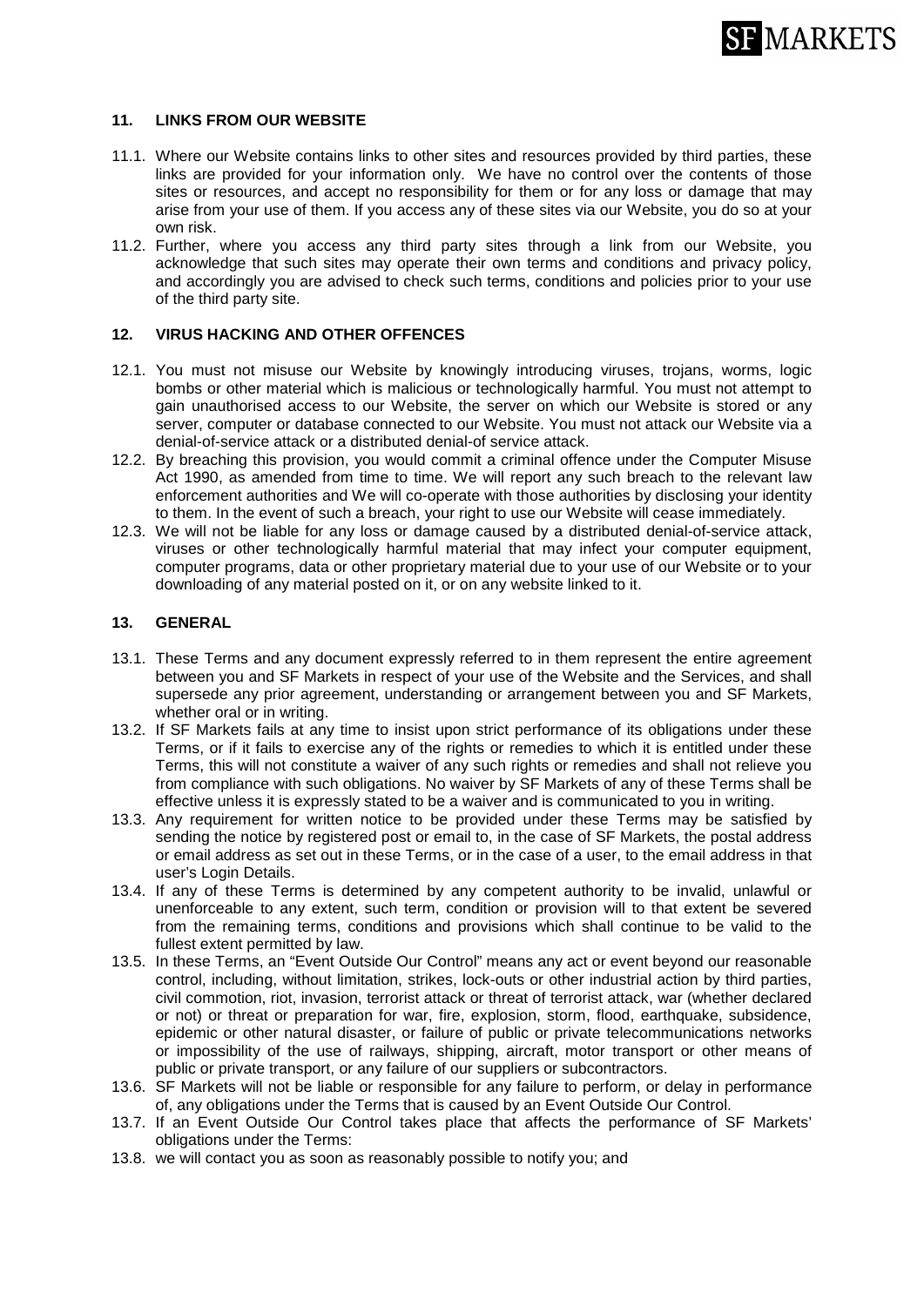## 11. LINKS FROM OUR WEBSITE

11.1. Where our Website contains links to other sites and resources provided by third parties, these links are provided for your information only. We have no control over the contents of those sites or resources, and accept no responsibility for them or for any loss or damage that may arise from your use of them. If you access any of these sites via our Website, you do so at your own risk.

11.2. Further, where you access any third party sites through a link from our Website, you acknowledge that such sites may operate their own terms and conditions and privacy policy, and accordingly you are advised to check such terms, conditions and policies prior to your use of the third party site.

## 12. VIRUS HACKING AND OTHER OFFENCES

12.1. You must not misuse our Website by knowingly introducing viruses, trojans, worms, logic bombs or other material which is malicious or technologically harmful. You must not attempt to gain unauthorised access to our Website, the server on which our Website is stored or any server, computer or database connected to our Website. You must not attack our Website via a denial-of-service attack or a distributed denial-of service attack.

12.2. By breaching this provision, you would commit a criminal offence under the Computer Misuse Act 1990, as amended from time to time. We will report any such breach to the relevant law enforcement authorities and We will co-operate with those authorities by disclosing your identity to them. In the event of such a breach, your right to use our Website will cease immediately.

12.3. We will not be liable for any loss or damage caused by a distributed denial-of-service attack, viruses or other technologically harmful material that may infect your computer equipment, computer programs, data or other proprietary material due to your use of our Website or to your downloading of any material posted on it, or on any website linked to it.

## 13. GENERAL

13.1. These Terms and any document expressly referred to in them represent the entire agreement between you and SF Markets in respect of your use of the Website and the Services, and shall supersede any prior agreement, understanding or arrangement between you and SF Markets, whether oral or in writing.

13.2. If SF Markets fails at any time to insist upon strict performance of its obligations under these Terms, or if it fails to exercise any of the rights or remedies to which it is entitled under these Terms, this will not constitute a waiver of any such rights or remedies and shall not relieve you from compliance with such obligations. No waiver by SF Markets of any of these Terms shall be effective unless it is expressly stated to be a waiver and is communicated to you in writing.

13.3. Any requirement for written notice to be provided under these Terms may be satisfied by sending the notice by registered post or email to, in the case of SF Markets, the postal address or email address as set out in these Terms, or in the case of a user, to the email address in that user's Login Details.

13.4. If any of these Terms is determined by any competent authority to be invalid, unlawful or unenforceable to any extent, such term, condition or provision will to that extent be severed from the remaining terms, conditions and provisions which shall continue to be valid to the fullest extent permitted by law.

13.5. In these Terms, an "Event Outside Our Control" means any act or event beyond our reasonable control, including, without limitation, strikes, lock-outs or other industrial action by third parties, civil commotion, riot, invasion, terrorist attack or threat of terrorist attack, war (whether declared or not) or threat or preparation for war, fire, explosion, storm, flood, earthquake, subsidence, epidemic or other natural disaster, or failure of public or private telecommunications networks or impossibility of the use of railways, shipping, aircraft, motor transport or other means of public or private transport, or any failure of our suppliers or subcontractors.

13.6. SF Markets will not be liable or responsible for any failure to perform, or delay in performance of, any obligations under the Terms that is caused by an Event Outside Our Control.

13.7. If an Event Outside Our Control takes place that affects the performance of SF Markets' obligations under the Terms:

13.8. we will contact you as soon as reasonably possible to notify you; and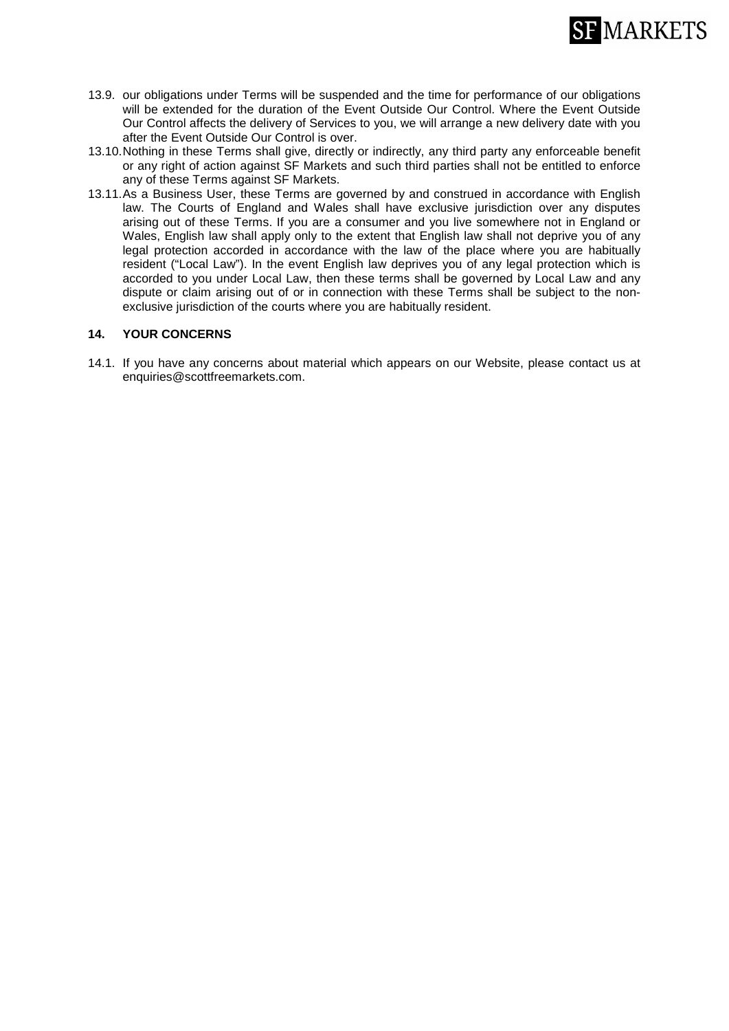13.9. our obligations under Terms will be suspended and the time for performance of our obligations will be extended for the duration of the Event Outside Our Control. Where the Event Outside Our Control affects the delivery of Services to you, we will arrange a new delivery date with you after the Event Outside Our Control is over.

13.10. Nothing in these Terms shall give, directly or indirectly, any third party any enforceable benefit or any right of action against SF Markets and such third parties shall not be entitled to enforce any of these Terms against SF Markets.

13.11. As a Business User, these Terms are governed by and construed in accordance with English law. The Courts of England and Wales shall have exclusive jurisdiction over any disputes arising out of these Terms. If you are a consumer and you live somewhere not in England or Wales, English law shall apply only to the extent that English law shall not deprive you of any legal protection accorded in accordance with the law of the place where you are habitually resident ("Local Law"). In the event English law deprives you of any legal protection which is accorded to you under Local Law, then these terms shall be governed by Local Law and any dispute or claim arising out of or in connection with these Terms shall be subject to the non-exclusive jurisdiction of the courts where you are habitually resident.

## 14. YOUR CONCERNS

14.1. If you have any concerns about material which appears on our Website, please contact us at enquiries@scottfreemarkets.com.